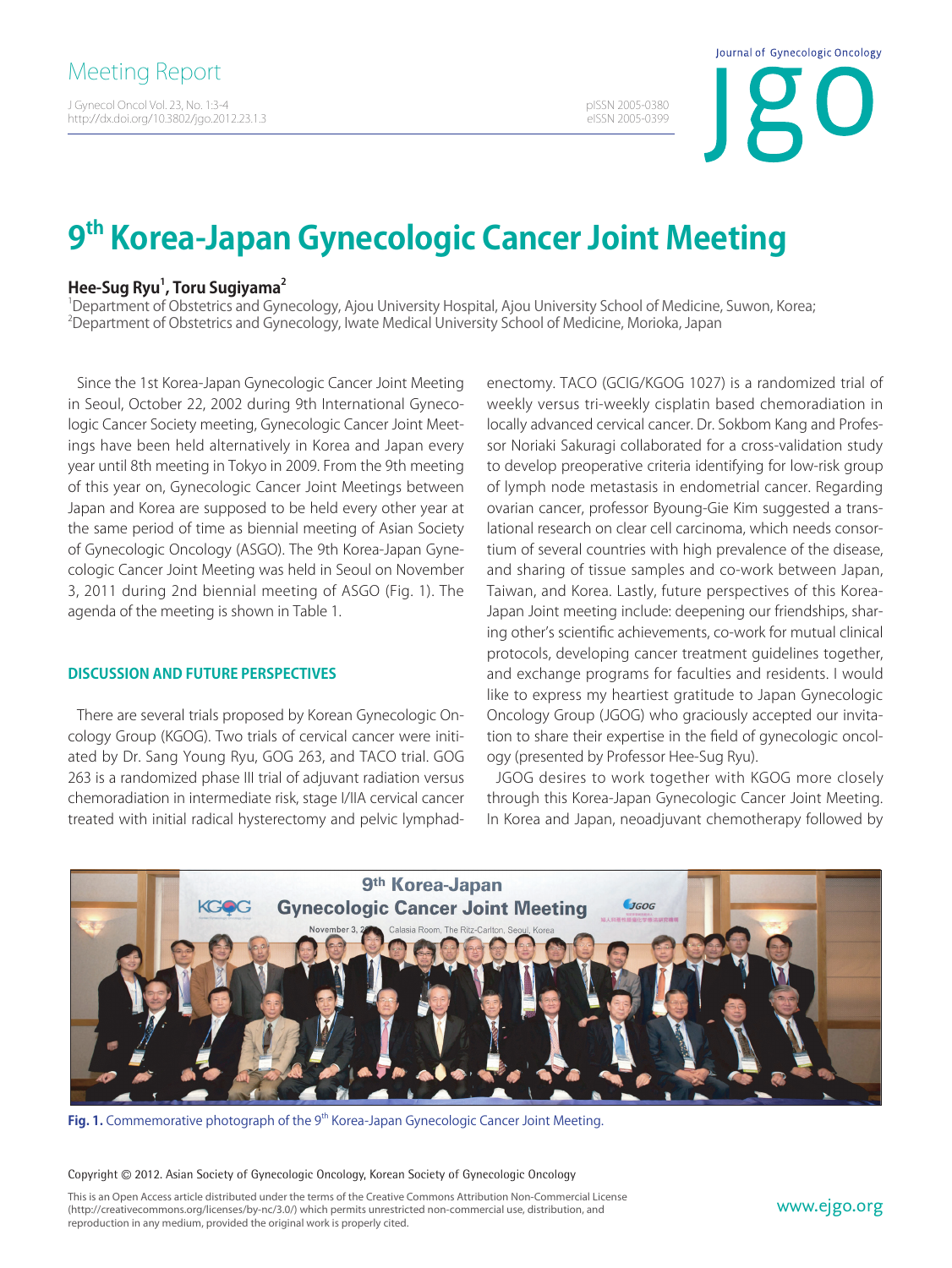# 9th Korea-Japan Gynecologic Cancer Joint Meeting

**Hee-Sug Ryu[1], Toru Sugiyama[2]**

[1]Department of Obstetrics and Gynecology, Ajou University Hospital, Ajou University School of Medicine, Suwon, Korea; [2]Department of Obstetrics and Gynecology, Iwate Medical University School of Medicine, Morioka, Japan

Since the 1st Korea-Japan Gynecologic Cancer Joint Meeting in Seoul, October 22, 2002 during 9th International Gynecologic Cancer Society meeting, Gynecologic Cancer Joint Meetings have been held alternatively in Korea and Japan every year until 8th meeting in Tokyo in 2009. From the 9th meeting of this year on, Gynecologic Cancer Joint Meetings between Japan and Korea are supposed to be held every other year at the same period of time as biennial meeting of Asian Society of Gynecologic Oncology (ASGO). The 9th Korea-Japan Gynecologic Cancer Joint Meeting was held in Seoul on November 3, 2011 during 2nd biennial meeting of ASGO (Fig. 1). The agenda of the meeting is shown in Table 1.

## DISCUSSION AND FUTURE PERSPECTIVES

There are several trials proposed by Korean Gynecologic Oncology Group (KGOG). Two trials of cervical cancer were initiated by Dr. Sang Young Ryu, GOG 263, and TACO trial. GOG 263 is a randomized phase III trial of adjuvant radiation versus chemoradiation in intermediate risk, stage I/IIA cervical cancer treated with initial radical hysterectomy and pelvic lymphadenectomy. TACO (GCIG/KGOG 1027) is a randomized trial of weekly versus tri-weekly cisplatin based chemoradiation in locally advanced cervical cancer. Dr. Sokbom Kang and Professor Noriaki Sakuragi collaborated for a cross-validation study to develop preoperative criteria identifying for low-risk group of lymph node metastasis in endometrial cancer. Regarding ovarian cancer, professor Byoung-Gie Kim suggested a translational research on clear cell carcinoma, which needs consortium of several countries with high prevalence of the disease, and sharing of tissue samples and co-work between Japan, Taiwan, and Korea. Lastly, future perspectives of this Korea-Japan Joint meeting include: deepening our friendships, sharing other's scientific achievements, co-work for mutual clinical protocols, developing cancer treatment guidelines together, and exchange programs for faculties and residents. I would like to express my heartiest gratitude to Japan Gynecologic Oncology Group (JGOG) who graciously accepted our invitation to share their expertise in the field of gynecologic oncology (presented by Professor Hee-Sug Ryu).

JGOG desires to work together with KGOG more closely through this Korea-Japan Gynecologic Cancer Joint Meeting. In Korea and Japan, neoadjuvant chemotherapy followed by

**Fig. 1.** Commemorative photograph of the 9th Korea-Japan Gynecologic Cancer Joint Meeting.

Copyright © 2012. Asian Society of Gynecologic Oncology, Korean Society of Gynecologic Oncology

This is an Open Access article distributed under the terms of the Creative Commons Attribution Non-Commercial License (http://creativecommons.org/licenses/by-nc/3.0/) which permits unrestricted non-commercial use, distribution, and reproduction in any medium, provided the original work is properly cited.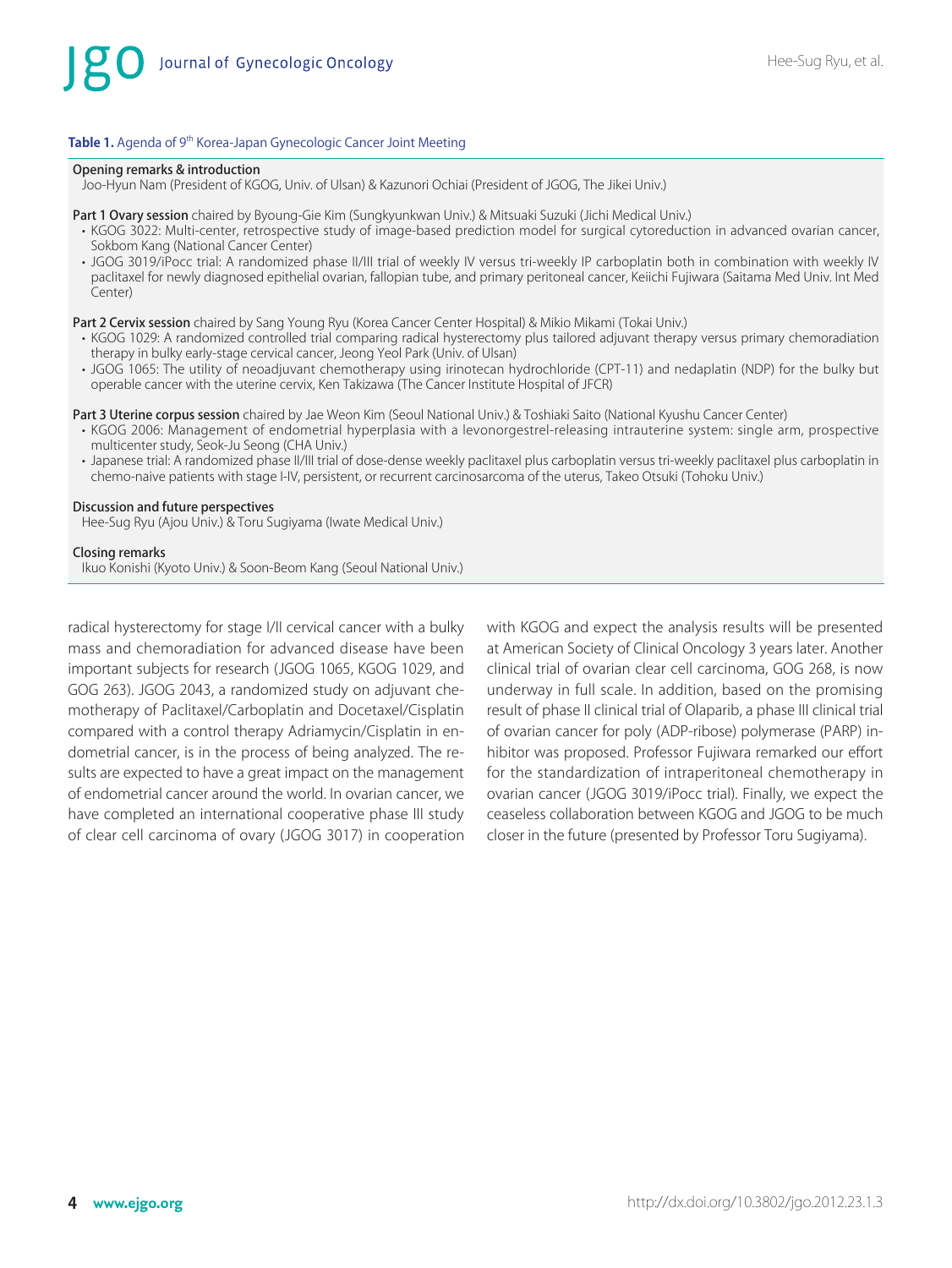**Table 1.** Agenda of 9th Korea-Japan Gynecologic Cancer Joint Meeting

**Opening remarks & introduction**
Joo-Hyun Nam (President of KGOG, Univ. of Ulsan) & Kazunori Ochiai (President of JGOG, The Jikei Univ.)

**Part 1 Ovary session** chaired by Byoung-Gie Kim (Sungkyunkwan Univ.) & Mitsuaki Suzuki (Jichi Medical Univ.)

- KGOG 3022: Multi-center, retrospective study of image-based prediction model for surgical cytoreduction in advanced ovarian cancer, Sokbom Kang (National Cancer Center)
- JGOG 3019/iPocc trial: A randomized phase II/III trial of weekly IV versus tri-weekly IP carboplatin both in combination with weekly IV paclitaxel for newly diagnosed epithelial ovarian, fallopian tube, and primary peritoneal cancer, Keiichi Fujiwara (Saitama Med Univ. Int Med Center)

**Part 2 Cervix session** chaired by Sang Young Ryu (Korea Cancer Center Hospital) & Mikio Mikami (Tokai Univ.)

- KGOG 1029: A randomized controlled trial comparing radical hysterectomy plus tailored adjuvant therapy versus primary chemoradiation therapy in bulky early-stage cervical cancer, Jeong Yeol Park (Univ. of Ulsan)
- JGOG 1065: The utility of neoadjuvant chemotherapy using irinotecan hydrochloride (CPT-11) and nedaplatin (NDP) for the bulky but operable cancer with the uterine cervix, Ken Takizawa (The Cancer Institute Hospital of JFCR)

**Part 3 Uterine corpus session** chaired by Jae Weon Kim (Seoul National Univ.) & Toshiaki Saito (National Kyushu Cancer Center)

- KGOG 2006: Management of endometrial hyperplasia with a levonorgestrel-releasing intrauterine system: single arm, prospective multicenter study, Seok-Ju Seong (CHA Univ.)
- Japanese trial: A randomized phase II/III trial of dose-dense weekly paclitaxel plus carboplatin versus tri-weekly paclitaxel plus carboplatin in chemo-naive patients with stage I-IV, persistent, or recurrent carcinosarcoma of the uterus, Takeo Otsuki (Tohoku Univ.)

**Discussion and future perspectives**
Hee-Sug Ryu (Ajou Univ.) & Toru Sugiyama (Iwate Medical Univ.)

**Closing remarks**
Ikuo Konishi (Kyoto Univ.) & Soon-Beom Kang (Seoul National Univ.)

radical hysterectomy for stage I/II cervical cancer with a bulky mass and chemoradiation for advanced disease have been important subjects for research (JGOG 1065, KGOG 1029, and GOG 263). JGOG 2043, a randomized study on adjuvant chemotherapy of Paclitaxel/Carboplatin and Docetaxel/Cisplatin compared with a control therapy Adriamycin/Cisplatin in endometrial cancer, is in the process of being analyzed. The results are expected to have a great impact on the management of endometrial cancer around the world. In ovarian cancer, we have completed an international cooperative phase III study of clear cell carcinoma of ovary (JGOG 3017) in cooperation with KGOG and expect the analysis results will be presented at American Society of Clinical Oncology 3 years later. Another clinical trial of ovarian clear cell carcinoma, GOG 268, is now underway in full scale. In addition, based on the promising result of phase II clinical trial of Olaparib, a phase III clinical trial of ovarian cancer for poly (ADP-ribose) polymerase (PARP) inhibitor was proposed. Professor Fujiwara remarked our effort for the standardization of intraperitoneal chemotherapy in ovarian cancer (JGOG 3019/iPocc trial). Finally, we expect the ceaseless collaboration between KGOG and JGOG to be much closer in the future (presented by Professor Toru Sugiyama).